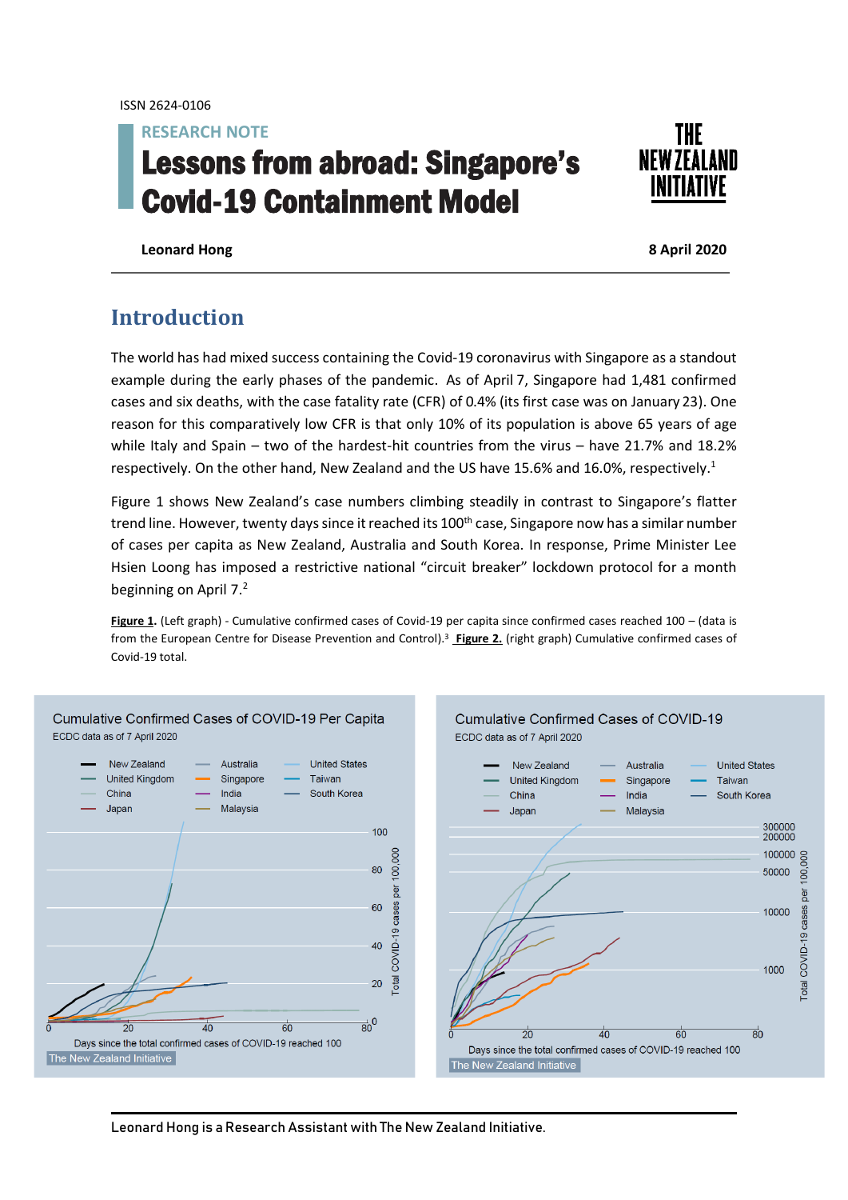ISSN 2624-0106

RESEARCH NOTE

# Lessons from abroad: Singapore's Covid-19 Containment Model

**Leonard Hong**

**8 April 2020**

## Introduction

The world has had mixed success containing the Covid-19 coronavirus with Singapore as a standout example during the early phases of the pandemic. As of April 7, Singapore had 1,481 confirmed cases and six deaths, with the case fatality rate (CFR) of 0.4% (its first case was on January 23). One reason for this comparatively low CFR is that only 10% of its population is above 65 years of age while Italy and Spain – two of the hardest-hit countries from the virus – have 21.7% and 18.2% respectively. On the other hand, New Zealand and the US have 15.6% and 16.0%, respectively.[1]

Figure 1 shows New Zealand's case numbers climbing steadily in contrast to Singapore's flatter trend line. However, twenty days since it reached its 100th case, Singapore now has a similar number of cases per capita as New Zealand, Australia and South Korea. In response, Prime Minister Lee Hsien Loong has imposed a restrictive national "circuit breaker" lockdown protocol for a month beginning on April 7.[2]

**Figure 1.** (Left graph) - Cumulative confirmed cases of Covid-19 per capita since confirmed cases reached 100 – (data is from the European Centre for Disease Prevention and Control).[3] **Figure 2.** (right graph) Cumulative confirmed cases of Covid-19 total.

Leonard Hong is a Research Assistant with The New Zealand Initiative.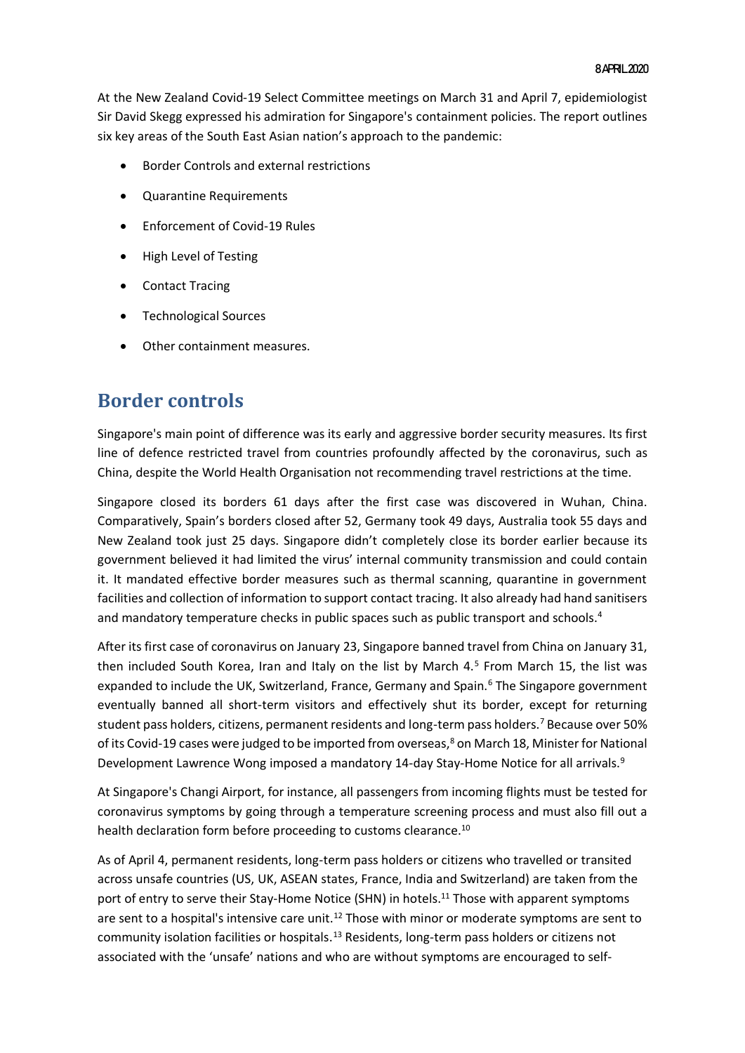At the New Zealand Covid-19 Select Committee meetings on March 31 and April 7, epidemiologist Sir David Skegg expressed his admiration for Singapore's containment policies. The report outlines six key areas of the South East Asian nation's approach to the pandemic:

- Border Controls and external restrictions
- Quarantine Requirements
- Enforcement of Covid-19 Rules
- High Level of Testing
- Contact Tracing
- Technological Sources
- Other containment measures.

## Border controls

Singapore's main point of difference was its early and aggressive border security measures. Its first line of defence restricted travel from countries profoundly affected by the coronavirus, such as China, despite the World Health Organisation not recommending travel restrictions at the time.

Singapore closed its borders 61 days after the first case was discovered in Wuhan, China. Comparatively, Spain's borders closed after 52, Germany took 49 days, Australia took 55 days and New Zealand took just 25 days. Singapore didn't completely close its border earlier because its government believed it had limited the virus' internal community transmission and could contain it. It mandated effective border measures such as thermal scanning, quarantine in government facilities and collection of information to support contact tracing. It also already had hand sanitisers and mandatory temperature checks in public spaces such as public transport and schools.[4]

After its first case of coronavirus on January 23, Singapore banned travel from China on January 31, then included South Korea, Iran and Italy on the list by March 4.[5] From March 15, the list was expanded to include the UK, Switzerland, France, Germany and Spain.[6] The Singapore government eventually banned all short-term visitors and effectively shut its border, except for returning student pass holders, citizens, permanent residents and long-term pass holders.[7] Because over 50% of its Covid-19 cases were judged to be imported from overseas,[8] on March 18, Minister for National Development Lawrence Wong imposed a mandatory 14-day Stay-Home Notice for all arrivals.[9]

At Singapore's Changi Airport, for instance, all passengers from incoming flights must be tested for coronavirus symptoms by going through a temperature screening process and must also fill out a health declaration form before proceeding to customs clearance.[10]

As of April 4, permanent residents, long-term pass holders or citizens who travelled or transited across unsafe countries (US, UK, ASEAN states, France, India and Switzerland) are taken from the port of entry to serve their Stay-Home Notice (SHN) in hotels.[11] Those with apparent symptoms are sent to a hospital's intensive care unit.[12] Those with minor or moderate symptoms are sent to community isolation facilities or hospitals.[13] Residents, long-term pass holders or citizens not associated with the 'unsafe' nations and who are without symptoms are encouraged to self-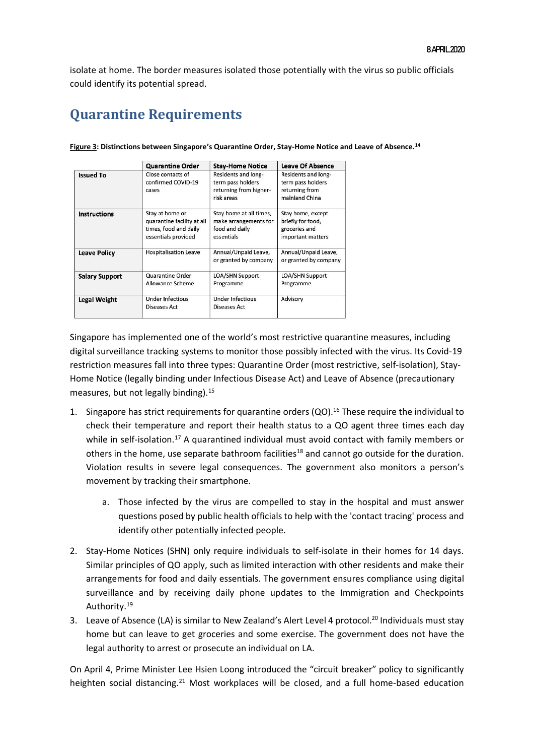isolate at home. The border measures isolated those potentially with the virus so public officials could identify its potential spread.

## Quarantine Requirements

**Figure 3: Distinctions between Singapore's Quarantine Order, Stay-Home Notice and Leave of Absence.[14]**

| | Quarantine Order | Stay-Home Notice | Leave Of Absence |
|---|---|---|---|
| **Issued To** | Close contacts of confirmed COVID-19 cases | Residents and long-term pass holders returning from higher-risk areas | Residents and long-term pass holders returning from mainland China |
| **Instructions** | Stay at home or quarantine facility at all times, food and daily essentials provided | Stay home at all times, make arrangements for food and daily essentials | Stay home, except briefly for food, groceries and important matters |
| **Leave Policy** | Hospitalisation Leave | Annual/Unpaid Leave, or granted by company | Annual/Unpaid Leave, or granted by company |
| **Salary Support** | Quarantine Order Allowance Scheme | LOA/SHN Support Programme | LOA/SHN Support Programme |
| **Legal Weight** | Under Infectious Diseases Act | Under Infectious Diseases Act | Advisory |

Singapore has implemented one of the world's most restrictive quarantine measures, including digital surveillance tracking systems to monitor those possibly infected with the virus. Its Covid-19 restriction measures fall into three types: Quarantine Order (most restrictive, self-isolation), Stay-Home Notice (legally binding under Infectious Disease Act) and Leave of Absence (precautionary measures, but not legally binding).[15]

1. Singapore has strict requirements for quarantine orders (QO).[16] These require the individual to check their temperature and report their health status to a QO agent three times each day while in self-isolation.[17] A quarantined individual must avoid contact with family members or others in the home, use separate bathroom facilities[18] and cannot go outside for the duration. Violation results in severe legal consequences. The government also monitors a person's movement by tracking their smartphone.
    a. Those infected by the virus are compelled to stay in the hospital and must answer questions posed by public health officials to help with the 'contact tracing' process and identify other potentially infected people.
2. Stay-Home Notices (SHN) only require individuals to self-isolate in their homes for 14 days. Similar principles of QO apply, such as limited interaction with other residents and make their arrangements for food and daily essentials. The government ensures compliance using digital surveillance and by receiving daily phone updates to the Immigration and Checkpoints Authority.[19]
3. Leave of Absence (LA) is similar to New Zealand's Alert Level 4 protocol.[20] Individuals must stay home but can leave to get groceries and some exercise. The government does not have the legal authority to arrest or prosecute an individual on LA.

On April 4, Prime Minister Lee Hsien Loong introduced the "circuit breaker" policy to significantly heighten social distancing.[21] Most workplaces will be closed, and a full home-based education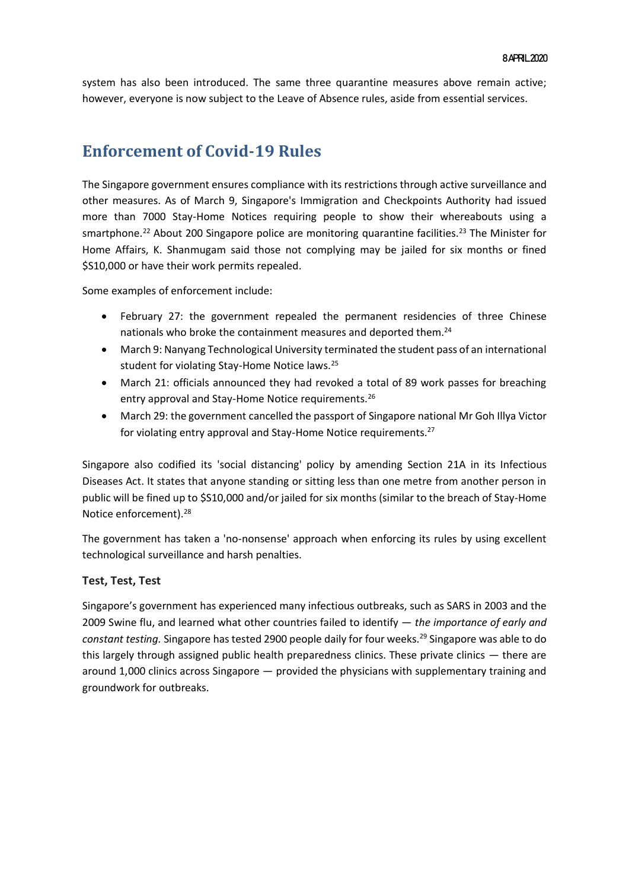system has also been introduced. The same three quarantine measures above remain active; however, everyone is now subject to the Leave of Absence rules, aside from essential services.

## Enforcement of Covid-19 Rules

The Singapore government ensures compliance with its restrictions through active surveillance and other measures. As of March 9, Singapore's Immigration and Checkpoints Authority had issued more than 7000 Stay-Home Notices requiring people to show their whereabouts using a smartphone.[22] About 200 Singapore police are monitoring quarantine facilities.[23] The Minister for Home Affairs, K. Shanmugam said those not complying may be jailed for six months or fined \$S10,000 or have their work permits repealed.

Some examples of enforcement include:

- February 27: the government repealed the permanent residencies of three Chinese nationals who broke the containment measures and deported them.[24]
- March 9: Nanyang Technological University terminated the student pass of an international student for violating Stay-Home Notice laws.[25]
- March 21: officials announced they had revoked a total of 89 work passes for breaching entry approval and Stay-Home Notice requirements.[26]
- March 29: the government cancelled the passport of Singapore national Mr Goh Illya Victor for violating entry approval and Stay-Home Notice requirements.[27]

Singapore also codified its 'social distancing' policy by amending Section 21A in its Infectious Diseases Act. It states that anyone standing or sitting less than one metre from another person in public will be fined up to \$10,000 and/or jailed for six months (similar to the breach of Stay-Home Notice enforcement).[28]

The government has taken a 'no-nonsense' approach when enforcing its rules by using excellent technological surveillance and harsh penalties.

### Test, Test, Test

Singapore's government has experienced many infectious outbreaks, such as SARS in 2003 and the 2009 Swine flu, and learned what other countries failed to identify — *the importance of early and constant testing.* Singapore has tested 2900 people daily for four weeks.[29] Singapore was able to do this largely through assigned public health preparedness clinics. These private clinics — there are around 1,000 clinics across Singapore — provided the physicians with supplementary training and groundwork for outbreaks.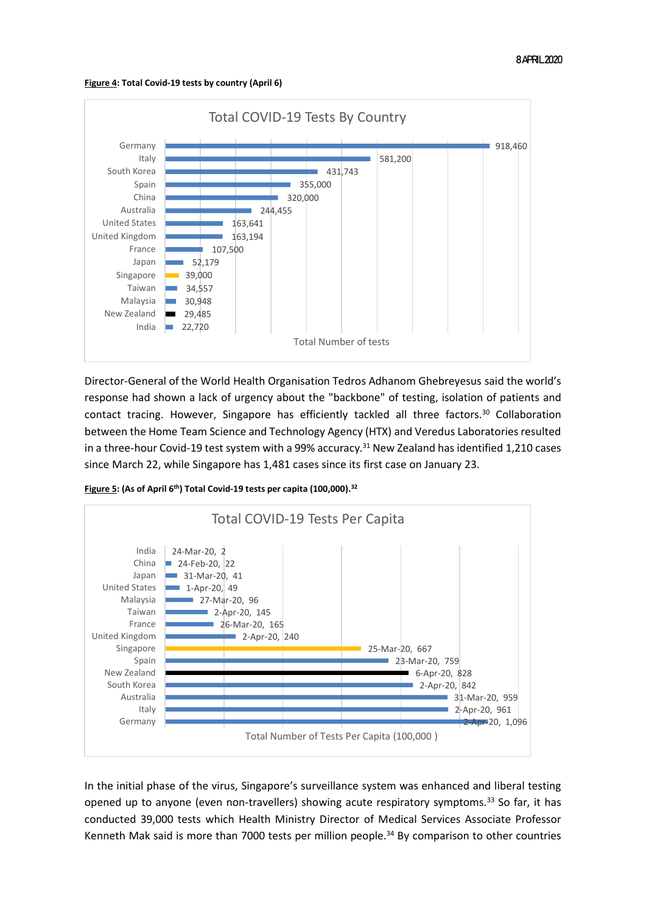**Figure 4: Total Covid-19 tests by country (April 6)**

Total COVID-19 Tests By Country

| Country | Total Number of tests |
|---|---|
| Germany | 918,460 |
| Italy | 581,200 |
| South Korea | 431,743 |
| Spain | 355,000 |
| China | 320,000 |
| Australia | 244,455 |
| United States | 163,641 |
| United Kingdom | 163,194 |
| France | 107,500 |
| Japan | 52,179 |
| Singapore | 39,000 |
| Taiwan | 34,557 |
| Malaysia | 30,948 |
| New Zealand | 29,485 |
| India | 22,720 |

Director-General of the World Health Organisation Tedros Adhanom Ghebreyesus said the world's response had shown a lack of urgency about the "backbone" of testing, isolation of patients and contact tracing. However, Singapore has efficiently tackled all three factors.[30] Collaboration between the Home Team Science and Technology Agency (HTX) and Veredus Laboratories resulted in a three-hour Covid-19 test system with a 99% accuracy.[31] New Zealand has identified 1,210 cases since March 22, while Singapore has 1,481 cases since its first case on January 23.

**Figure 5: (As of April 6th) Total Covid-19 tests per capita (100,000).[32]**

Total COVID-19 Tests Per Capita

| Country | Date | Total Number of Tests Per Capita (100,000 ) |
|---|---|---|
| India | 24-Mar-20 | 2 |
| China | 24-Feb-20 | 22 |
| Japan | 31-Mar-20 | 41 |
| United States | 1-Apr-20 | 49 |
| Malaysia | 27-Mar-20 | 96 |
| Taiwan | 2-Apr-20 | 145 |
| France | 26-Mar-20 | 165 |
| United Kingdom | 2-Apr-20 | 240 |
| Singapore | 25-Mar-20 | 667 |
| Spain | 23-Mar-20 | 759 |
| New Zealand | 6-Apr-20 | 828 |
| South Korea | 2-Apr-20 | 842 |
| Australia | 31-Mar-20 | 959 |
| Italy | 2-Apr-20 | 961 |
| Germany | 2-Apr-20 | 1,096 |

In the initial phase of the virus, Singapore's surveillance system was enhanced and liberal testing opened up to anyone (even non-travellers) showing acute respiratory symptoms.[33] So far, it has conducted 39,000 tests which Health Ministry Director of Medical Services Associate Professor Kenneth Mak said is more than 7000 tests per million people.[34] By comparison to other countries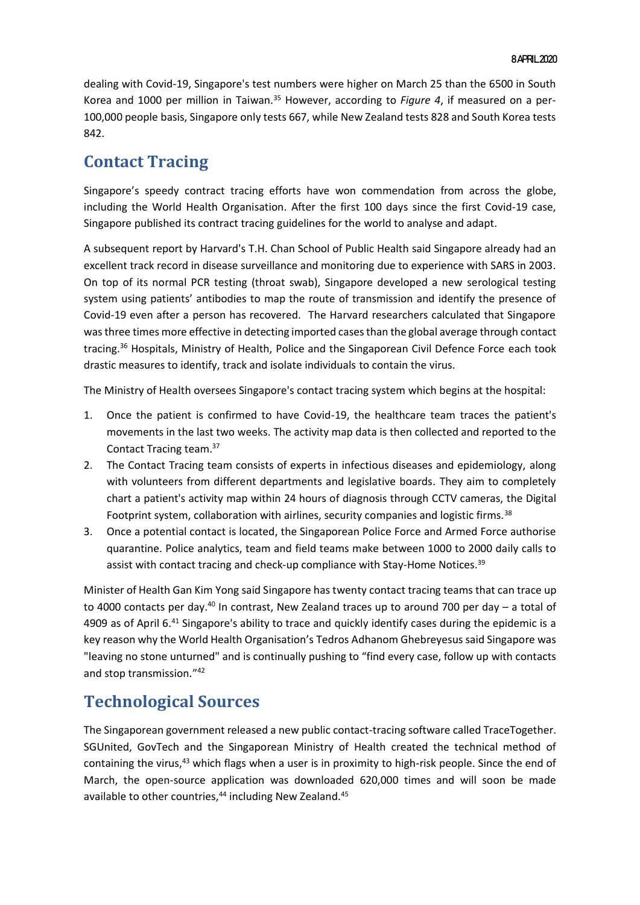dealing with Covid-19, Singapore's test numbers were higher on March 25 than the 6500 in South Korea and 1000 per million in Taiwan.[35] However, according to *Figure 4*, if measured on a per-100,000 people basis, Singapore only tests 667, while New Zealand tests 828 and South Korea tests 842.

## Contact Tracing

Singapore's speedy contract tracing efforts have won commendation from across the globe, including the World Health Organisation. After the first 100 days since the first Covid-19 case, Singapore published its contract tracing guidelines for the world to analyse and adapt.

A subsequent report by Harvard's T.H. Chan School of Public Health said Singapore already had an excellent track record in disease surveillance and monitoring due to experience with SARS in 2003. On top of its normal PCR testing (throat swab), Singapore developed a new serological testing system using patients' antibodies to map the route of transmission and identify the presence of Covid-19 even after a person has recovered. The Harvard researchers calculated that Singapore was three times more effective in detecting imported cases than the global average through contact tracing.[36] Hospitals, Ministry of Health, Police and the Singaporean Civil Defence Force each took drastic measures to identify, track and isolate individuals to contain the virus.

The Ministry of Health oversees Singapore's contact tracing system which begins at the hospital:

1. Once the patient is confirmed to have Covid-19, the healthcare team traces the patient's movements in the last two weeks. The activity map data is then collected and reported to the Contact Tracing team.[37]
2. The Contact Tracing team consists of experts in infectious diseases and epidemiology, along with volunteers from different departments and legislative boards. They aim to completely chart a patient's activity map within 24 hours of diagnosis through CCTV cameras, the Digital Footprint system, collaboration with airlines, security companies and logistic firms.[38]
3. Once a potential contact is located, the Singaporean Police Force and Armed Force authorise quarantine. Police analytics, team and field teams make between 1000 to 2000 daily calls to assist with contact tracing and check-up compliance with Stay-Home Notices.[39]

Minister of Health Gan Kim Yong said Singapore has twenty contact tracing teams that can trace up to 4000 contacts per day.[40] In contrast, New Zealand traces up to around 700 per day – a total of 4909 as of April 6.[41] Singapore's ability to trace and quickly identify cases during the epidemic is a key reason why the World Health Organisation's Tedros Adhanom Ghebreyesus said Singapore was "leaving no stone unturned" and is continually pushing to "find every case, follow up with contacts and stop transmission."[42]

## Technological Sources

The Singaporean government released a new public contact-tracing software called TraceTogether. SGUnited, GovTech and the Singaporean Ministry of Health created the technical method of containing the virus,[43] which flags when a user is in proximity to high-risk people. Since the end of March, the open-source application was downloaded 620,000 times and will soon be made available to other countries,[44] including New Zealand.[45]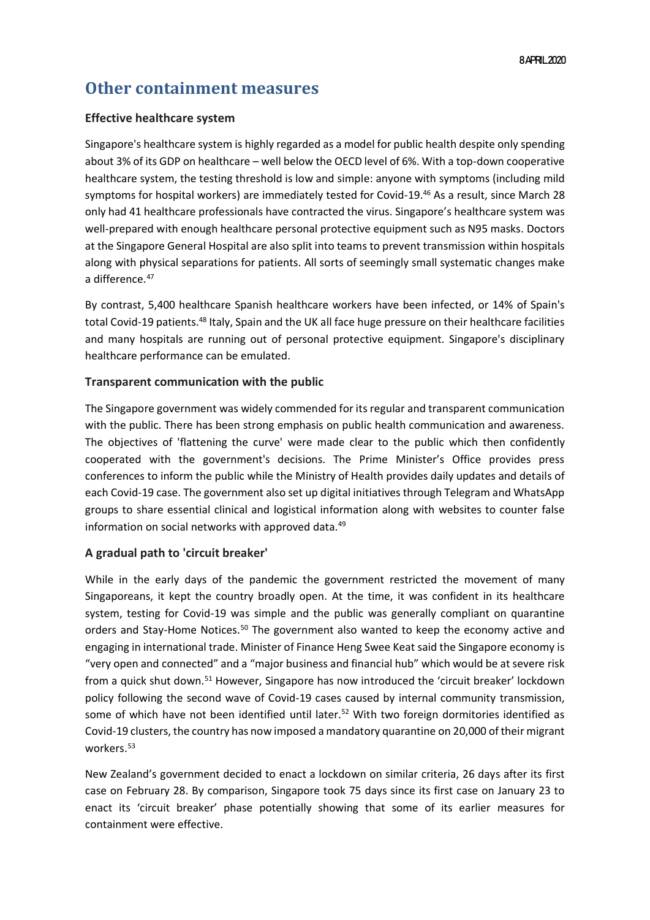## Other containment measures

### Effective healthcare system

Singapore's healthcare system is highly regarded as a model for public health despite only spending about 3% of its GDP on healthcare – well below the OECD level of 6%. With a top-down cooperative healthcare system, the testing threshold is low and simple: anyone with symptoms (including mild symptoms for hospital workers) are immediately tested for Covid-19.[46] As a result, since March 28 only had 41 healthcare professionals have contracted the virus. Singapore's healthcare system was well-prepared with enough healthcare personal protective equipment such as N95 masks. Doctors at the Singapore General Hospital are also split into teams to prevent transmission within hospitals along with physical separations for patients. All sorts of seemingly small systematic changes make a difference.[47]

By contrast, 5,400 healthcare Spanish healthcare workers have been infected, or 14% of Spain's total Covid-19 patients.[48] Italy, Spain and the UK all face huge pressure on their healthcare facilities and many hospitals are running out of personal protective equipment. Singapore's disciplinary healthcare performance can be emulated.

### Transparent communication with the public

The Singapore government was widely commended for its regular and transparent communication with the public. There has been strong emphasis on public health communication and awareness. The objectives of 'flattening the curve' were made clear to the public which then confidently cooperated with the government's decisions. The Prime Minister's Office provides press conferences to inform the public while the Ministry of Health provides daily updates and details of each Covid-19 case. The government also set up digital initiatives through Telegram and WhatsApp groups to share essential clinical and logistical information along with websites to counter false information on social networks with approved data.[49]

### A gradual path to 'circuit breaker'

While in the early days of the pandemic the government restricted the movement of many Singaporeans, it kept the country broadly open. At the time, it was confident in its healthcare system, testing for Covid-19 was simple and the public was generally compliant on quarantine orders and Stay-Home Notices.[50] The government also wanted to keep the economy active and engaging in international trade. Minister of Finance Heng Swee Keat said the Singapore economy is "very open and connected" and a "major business and financial hub" which would be at severe risk from a quick shut down.[51] However, Singapore has now introduced the 'circuit breaker' lockdown policy following the second wave of Covid-19 cases caused by internal community transmission, some of which have not been identified until later.[52] With two foreign dormitories identified as Covid-19 clusters, the country has now imposed a mandatory quarantine on 20,000 of their migrant workers.[53]

New Zealand's government decided to enact a lockdown on similar criteria, 26 days after its first case on February 28. By comparison, Singapore took 75 days since its first case on January 23 to enact its 'circuit breaker' phase potentially showing that some of its earlier measures for containment were effective.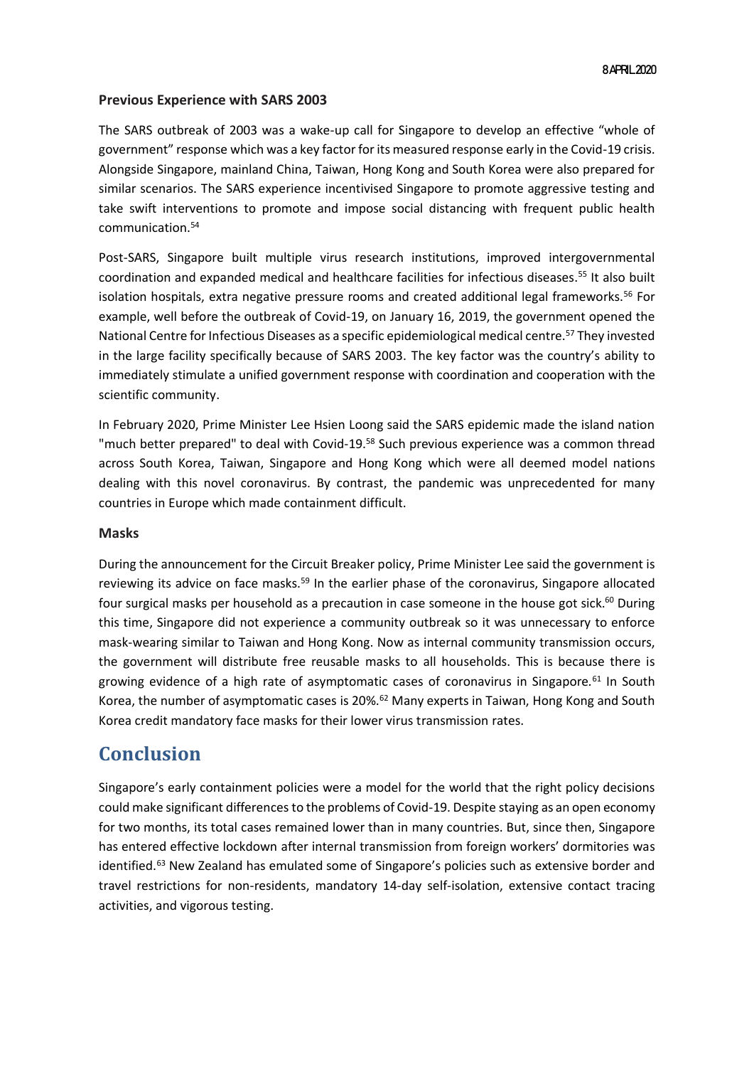### Previous Experience with SARS 2003

The SARS outbreak of 2003 was a wake-up call for Singapore to develop an effective "whole of government" response which was a key factor for its measured response early in the Covid-19 crisis. Alongside Singapore, mainland China, Taiwan, Hong Kong and South Korea were also prepared for similar scenarios. The SARS experience incentivised Singapore to promote aggressive testing and take swift interventions to promote and impose social distancing with frequent public health communication.[54]

Post-SARS, Singapore built multiple virus research institutions, improved intergovernmental coordination and expanded medical and healthcare facilities for infectious diseases.[55] It also built isolation hospitals, extra negative pressure rooms and created additional legal frameworks.[56] For example, well before the outbreak of Covid-19, on January 16, 2019, the government opened the National Centre for Infectious Diseases as a specific epidemiological medical centre.[57] They invested in the large facility specifically because of SARS 2003. The key factor was the country's ability to immediately stimulate a unified government response with coordination and cooperation with the scientific community.

In February 2020, Prime Minister Lee Hsien Loong said the SARS epidemic made the island nation "much better prepared" to deal with Covid-19.[58] Such previous experience was a common thread across South Korea, Taiwan, Singapore and Hong Kong which were all deemed model nations dealing with this novel coronavirus. By contrast, the pandemic was unprecedented for many countries in Europe which made containment difficult.

### Masks

During the announcement for the Circuit Breaker policy, Prime Minister Lee said the government is reviewing its advice on face masks.[59] In the earlier phase of the coronavirus, Singapore allocated four surgical masks per household as a precaution in case someone in the house got sick.[60] During this time, Singapore did not experience a community outbreak so it was unnecessary to enforce mask-wearing similar to Taiwan and Hong Kong. Now as internal community transmission occurs, the government will distribute free reusable masks to all households. This is because there is growing evidence of a high rate of asymptomatic cases of coronavirus in Singapore.[61] In South Korea, the number of asymptomatic cases is 20%.[62] Many experts in Taiwan, Hong Kong and South Korea credit mandatory face masks for their lower virus transmission rates.

## Conclusion

Singapore's early containment policies were a model for the world that the right policy decisions could make significant differences to the problems of Covid-19. Despite staying as an open economy for two months, its total cases remained lower than in many countries. But, since then, Singapore has entered effective lockdown after internal transmission from foreign workers' dormitories was identified.[63] New Zealand has emulated some of Singapore's policies such as extensive border and travel restrictions for non-residents, mandatory 14-day self-isolation, extensive contact tracing activities, and vigorous testing.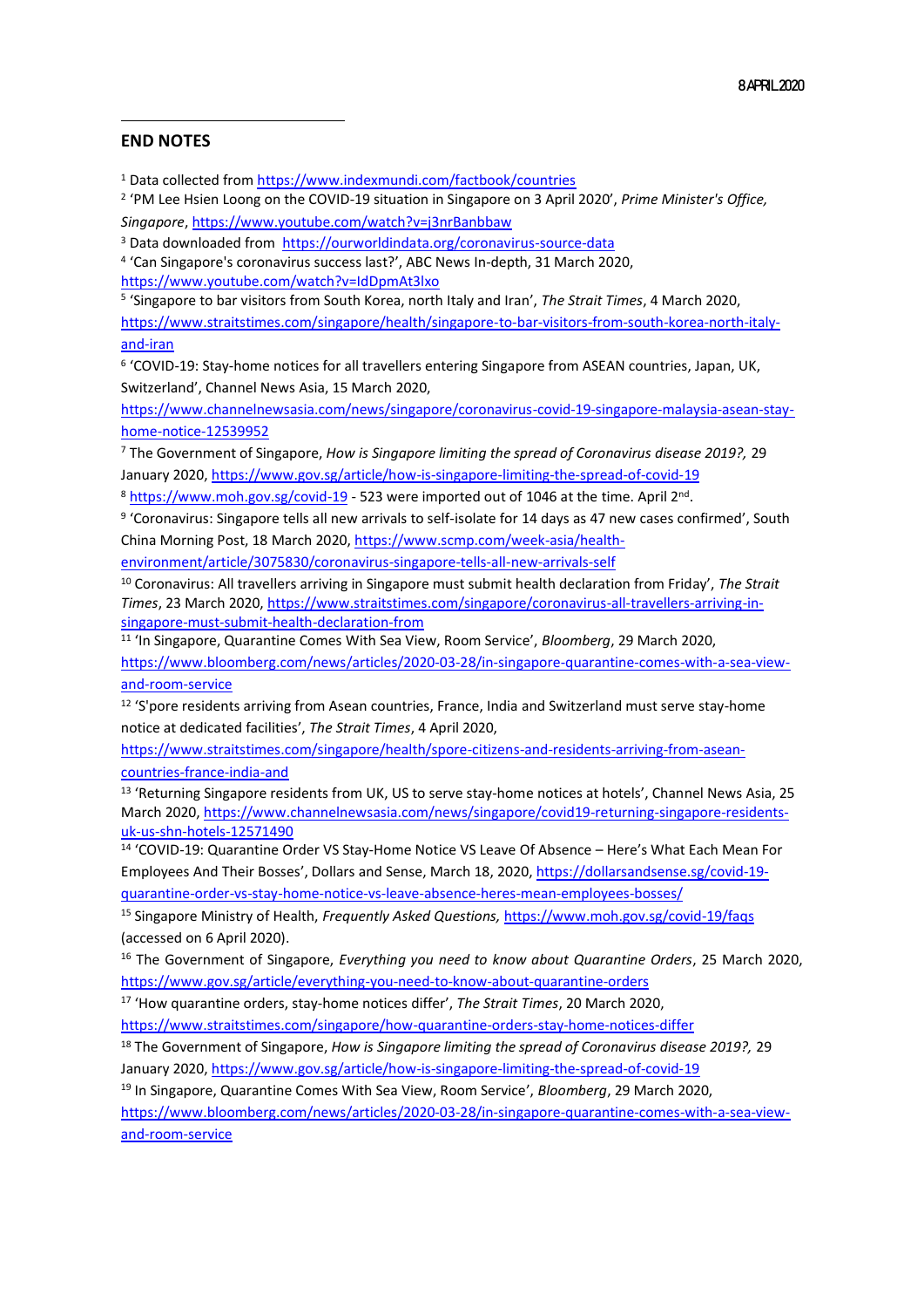## END NOTES

[1] Data collected from https://www.indexmundi.com/factbook/countries

[2] 'PM Lee Hsien Loong on the COVID-19 situation in Singapore on 3 April 2020', *Prime Minister's Office, Singapore*, https://www.youtube.com/watch?v=j3nrBanbbaw

[3] Data downloaded from https://ourworldindata.org/coronavirus-source-data

[4] 'Can Singapore's coronavirus success last?', ABC News In-depth, 31 March 2020, https://www.youtube.com/watch?v=IdDpmAt3lxo

[5] 'Singapore to bar visitors from South Korea, north Italy and Iran', *The Strait Times*, 4 March 2020, https://www.straitstimes.com/singapore/health/singapore-to-bar-visitors-from-south-korea-north-italy-and-iran

[6] 'COVID-19: Stay-home notices for all travellers entering Singapore from ASEAN countries, Japan, UK, Switzerland', Channel News Asia, 15 March 2020, https://www.channelnewsasia.com/news/singapore/coronavirus-covid-19-singapore-malaysia-asean-stay-home-notice-12539952

[7] The Government of Singapore, *How is Singapore limiting the spread of Coronavirus disease 2019?,* 29 January 2020, https://www.gov.sg/article/how-is-singapore-limiting-the-spread-of-covid-19

[8] https://www.moh.gov.sg/covid-19 - 523 were imported out of 1046 at the time. April 2nd.

[9] 'Coronavirus: Singapore tells all new arrivals to self-isolate for 14 days as 47 new cases confirmed', South China Morning Post, 18 March 2020, https://www.scmp.com/week-asia/health-environment/article/3075830/coronavirus-singapore-tells-all-new-arrivals-self

[10] Coronavirus: All travellers arriving in Singapore must submit health declaration from Friday', *The Strait Times*, 23 March 2020, https://www.straitstimes.com/singapore/coronavirus-all-travellers-arriving-in-singapore-must-submit-health-declaration-from

[11] 'In Singapore, Quarantine Comes With Sea View, Room Service', *Bloomberg*, 29 March 2020, https://www.bloomberg.com/news/articles/2020-03-28/in-singapore-quarantine-comes-with-a-sea-view-and-room-service

[12] 'S'pore residents arriving from Asean countries, France, India and Switzerland must serve stay-home notice at dedicated facilities', *The Strait Times*, 4 April 2020, https://www.straitstimes.com/singapore/health/spore-citizens-and-residents-arriving-from-asean-countries-france-india-and

[13] 'Returning Singapore residents from UK, US to serve stay-home notices at hotels', Channel News Asia, 25 March 2020, https://www.channelnewsasia.com/news/singapore/covid19-returning-singapore-residents-uk-us-shn-hotels-12571490

[14] 'COVID-19: Quarantine Order VS Stay-Home Notice VS Leave Of Absence – Here's What Each Mean For Employees And Their Bosses', Dollars and Sense, March 18, 2020, https://dollarsandsense.sg/covid-19-quarantine-order-vs-stay-home-notice-vs-leave-absence-heres-mean-employees-bosses/

[15] Singapore Ministry of Health, *Frequently Asked Questions,* https://www.moh.gov.sg/covid-19/faqs (accessed on 6 April 2020).

[16] The Government of Singapore, *Everything you need to know about Quarantine Orders*, 25 March 2020, https://www.gov.sg/article/everything-you-need-to-know-about-quarantine-orders

[17] 'How quarantine orders, stay-home notices differ', *The Strait Times*, 20 March 2020, https://www.straitstimes.com/singapore/how-quarantine-orders-stay-home-notices-differ

[18] The Government of Singapore, *How is Singapore limiting the spread of Coronavirus disease 2019?,* 29 January 2020, https://www.gov.sg/article/how-is-singapore-limiting-the-spread-of-covid-19

[19] In Singapore, Quarantine Comes With Sea View, Room Service', *Bloomberg*, 29 March 2020, https://www.bloomberg.com/news/articles/2020-03-28/in-singapore-quarantine-comes-with-a-sea-view-and-room-service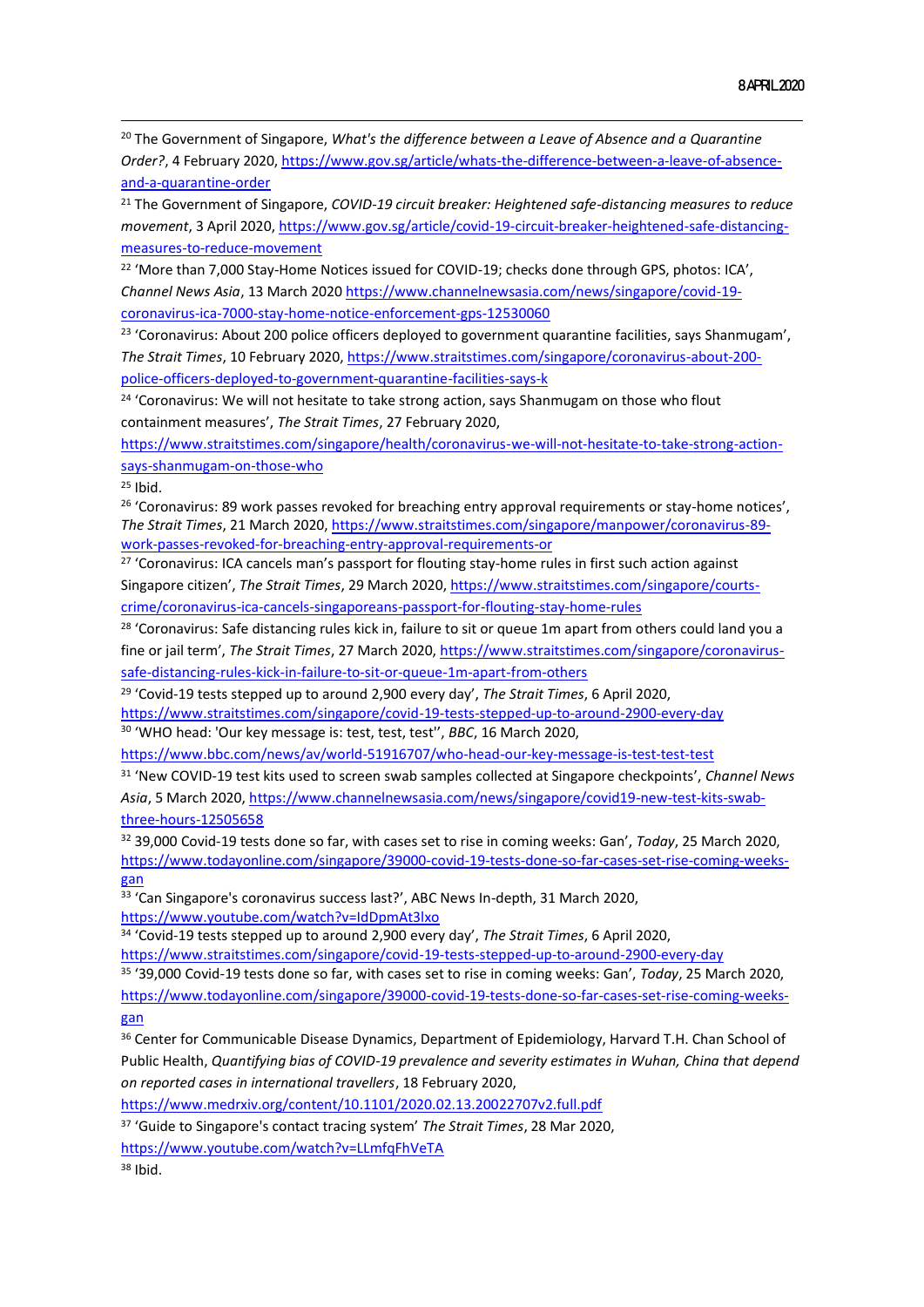[20] The Government of Singapore, *What's the difference between a Leave of Absence and a Quarantine Order?*, 4 February 2020, https://www.gov.sg/article/whats-the-difference-between-a-leave-of-absence-and-a-quarantine-order

[21] The Government of Singapore, *COVID-19 circuit breaker: Heightened safe-distancing measures to reduce movement*, 3 April 2020, https://www.gov.sg/article/covid-19-circuit-breaker-heightened-safe-distancing-measures-to-reduce-movement

[22] 'More than 7,000 Stay-Home Notices issued for COVID-19; checks done through GPS, photos: ICA', *Channel News Asia*, 13 March 2020 https://www.channelnewsasia.com/news/singapore/covid-19-coronavirus-ica-7000-stay-home-notice-enforcement-gps-12530060

[23] 'Coronavirus: About 200 police officers deployed to government quarantine facilities, says Shanmugam', *The Strait Times*, 10 February 2020, https://www.straitstimes.com/singapore/coronavirus-about-200-police-officers-deployed-to-government-quarantine-facilities-says-k

[24] 'Coronavirus: We will not hesitate to take strong action, says Shanmugam on those who flout containment measures', *The Strait Times*, 27 February 2020, https://www.straitstimes.com/singapore/health/coronavirus-we-will-not-hesitate-to-take-strong-action-says-shanmugam-on-those-who

[25] Ibid.

[26] 'Coronavirus: 89 work passes revoked for breaching entry approval requirements or stay-home notices', *The Strait Times*, 21 March 2020, https://www.straitstimes.com/singapore/manpower/coronavirus-89-work-passes-revoked-for-breaching-entry-approval-requirements-or

[27] 'Coronavirus: ICA cancels man's passport for flouting stay-home rules in first such action against Singapore citizen', *The Strait Times*, 29 March 2020, https://www.straitstimes.com/singapore/courts-crime/coronavirus-ica-cancels-singaporeans-passport-for-flouting-stay-home-rules

[28] 'Coronavirus: Safe distancing rules kick in, failure to sit or queue 1m apart from others could land you a fine or jail term', *The Strait Times*, 27 March 2020, https://www.straitstimes.com/singapore/coronavirus-safe-distancing-rules-kick-in-failure-to-sit-or-queue-1m-apart-from-others

[29] 'Covid-19 tests stepped up to around 2,900 every day', *The Strait Times*, 6 April 2020, https://www.straitstimes.com/singapore/covid-19-tests-stepped-up-to-around-2900-every-day

[30] 'WHO head: 'Our key message is: test, test, test'', *BBC*, 16 March 2020, https://www.bbc.com/news/av/world-51916707/who-head-our-key-message-is-test-test-test

[31] 'New COVID-19 test kits used to screen swab samples collected at Singapore checkpoints', *Channel News Asia*, 5 March 2020, https://www.channelnewsasia.com/news/singapore/covid19-new-test-kits-swab-three-hours-12505658

[32] 39,000 Covid-19 tests done so far, with cases set to rise in coming weeks: Gan', *Today*, 25 March 2020, https://www.todayonline.com/singapore/39000-covid-19-tests-done-so-far-cases-set-rise-coming-weeks-gan

[33] 'Can Singapore's coronavirus success last?', ABC News In-depth, 31 March 2020, https://www.youtube.com/watch?v=IdDpmAt3lxo

[34] 'Covid-19 tests stepped up to around 2,900 every day', *The Strait Times*, 6 April 2020, https://www.straitstimes.com/singapore/covid-19-tests-stepped-up-to-around-2900-every-day

[35] '39,000 Covid-19 tests done so far, with cases set to rise in coming weeks: Gan', *Today*, 25 March 2020, https://www.todayonline.com/singapore/39000-covid-19-tests-done-so-far-cases-set-rise-coming-weeks-gan

[36] Center for Communicable Disease Dynamics, Department of Epidemiology, Harvard T.H. Chan School of Public Health, *Quantifying bias of COVID-19 prevalence and severity estimates in Wuhan, China that depend on reported cases in international travellers*, 18 February 2020, https://www.medrxiv.org/content/10.1101/2020.02.13.20022707v2.full.pdf

[37] 'Guide to Singapore's contact tracing system' *The Strait Times*, 28 Mar 2020, https://www.youtube.com/watch?v=LLmfqFhVeTA

[38] Ibid.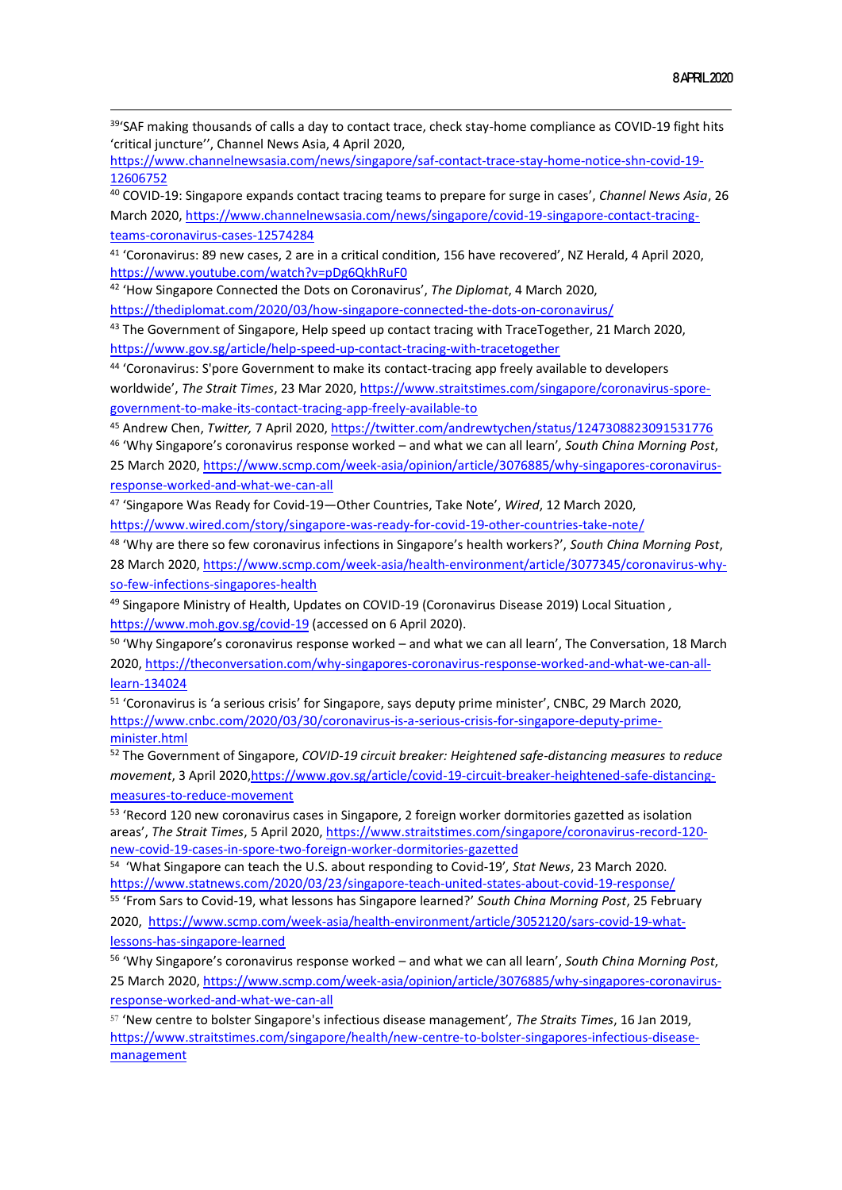[39]'SAF making thousands of calls a day to contact trace, check stay-home compliance as COVID-19 fight hits 'critical juncture'', Channel News Asia, 4 April 2020, https://www.channelnewsasia.com/news/singapore/saf-contact-trace-stay-home-notice-shn-covid-19-12606752

[40] COVID-19: Singapore expands contact tracing teams to prepare for surge in cases', *Channel News Asia*, 26 March 2020, https://www.channelnewsasia.com/news/singapore/covid-19-singapore-contact-tracing-teams-coronavirus-cases-12574284

[41] 'Coronavirus: 89 new cases, 2 are in a critical condition, 156 have recovered', NZ Herald, 4 April 2020, https://www.youtube.com/watch?v=pDg6QkhRuF0

[42] 'How Singapore Connected the Dots on Coronavirus', *The Diplomat*, 4 March 2020, https://thediplomat.com/2020/03/how-singapore-connected-the-dots-on-coronavirus/

[43] The Government of Singapore, Help speed up contact tracing with TraceTogether, 21 March 2020, https://www.gov.sg/article/help-speed-up-contact-tracing-with-tracetogether

[44] 'Coronavirus: S'pore Government to make its contact-tracing app freely available to developers worldwide', *The Strait Times*, 23 Mar 2020, https://www.straitstimes.com/singapore/coronavirus-spore-government-to-make-its-contact-tracing-app-freely-available-to

[45] Andrew Chen, *Twitter,* 7 April 2020, https://twitter.com/andrewtychen/status/1247308823091531776

[46] 'Why Singapore's coronavirus response worked – and what we can all learn'*, South China Morning Post*, 25 March 2020, https://www.scmp.com/week-asia/opinion/article/3076885/why-singapores-coronavirus-response-worked-and-what-we-can-all

[47] 'Singapore Was Ready for Covid-19—Other Countries, Take Note', *Wired*, 12 March 2020, https://www.wired.com/story/singapore-was-ready-for-covid-19-other-countries-take-note/

[48] 'Why are there so few coronavirus infections in Singapore's health workers?', *South China Morning Post*, 28 March 2020, https://www.scmp.com/week-asia/health-environment/article/3077345/coronavirus-why-so-few-infections-singapores-health

[49] Singapore Ministry of Health, Updates on COVID-19 (Coronavirus Disease 2019) Local Situation*,* https://www.moh.gov.sg/covid-19 (accessed on 6 April 2020).

[50] 'Why Singapore's coronavirus response worked – and what we can all learn', The Conversation, 18 March 2020, https://theconversation.com/why-singapores-coronavirus-response-worked-and-what-we-can-all-learn-134024

[51] 'Coronavirus is 'a serious crisis' for Singapore, says deputy prime minister', CNBC, 29 March 2020, https://www.cnbc.com/2020/03/30/coronavirus-is-a-serious-crisis-for-singapore-deputy-prime-minister.html

[52] The Government of Singapore, *COVID-19 circuit breaker: Heightened safe-distancing measures to reduce movement*, 3 April 2020,https://www.gov.sg/article/covid-19-circuit-breaker-heightened-safe-distancing-measures-to-reduce-movement

[53] 'Record 120 new coronavirus cases in Singapore, 2 foreign worker dormitories gazetted as isolation areas', *The Strait Times*, 5 April 2020, https://www.straitstimes.com/singapore/coronavirus-record-120-new-covid-19-cases-in-spore-two-foreign-worker-dormitories-gazetted

[54] 'What Singapore can teach the U.S. about responding to Covid-19'*, Stat News*, 23 March 2020. https://www.statnews.com/2020/03/23/singapore-teach-united-states-about-covid-19-response/

[55] 'From Sars to Covid-19, what lessons has Singapore learned?' *South China Morning Post*, 25 February 2020, https://www.scmp.com/week-asia/health-environment/article/3052120/sars-covid-19-what-lessons-has-singapore-learned

[56] 'Why Singapore's coronavirus response worked – and what we can all learn', *South China Morning Post*, 25 March 2020, https://www.scmp.com/week-asia/opinion/article/3076885/why-singapores-coronavirus-response-worked-and-what-we-can-all

[57] 'New centre to bolster Singapore's infectious disease management', *The Straits Times*, 16 Jan 2019, https://www.straitstimes.com/singapore/health/new-centre-to-bolster-singapores-infectious-disease-management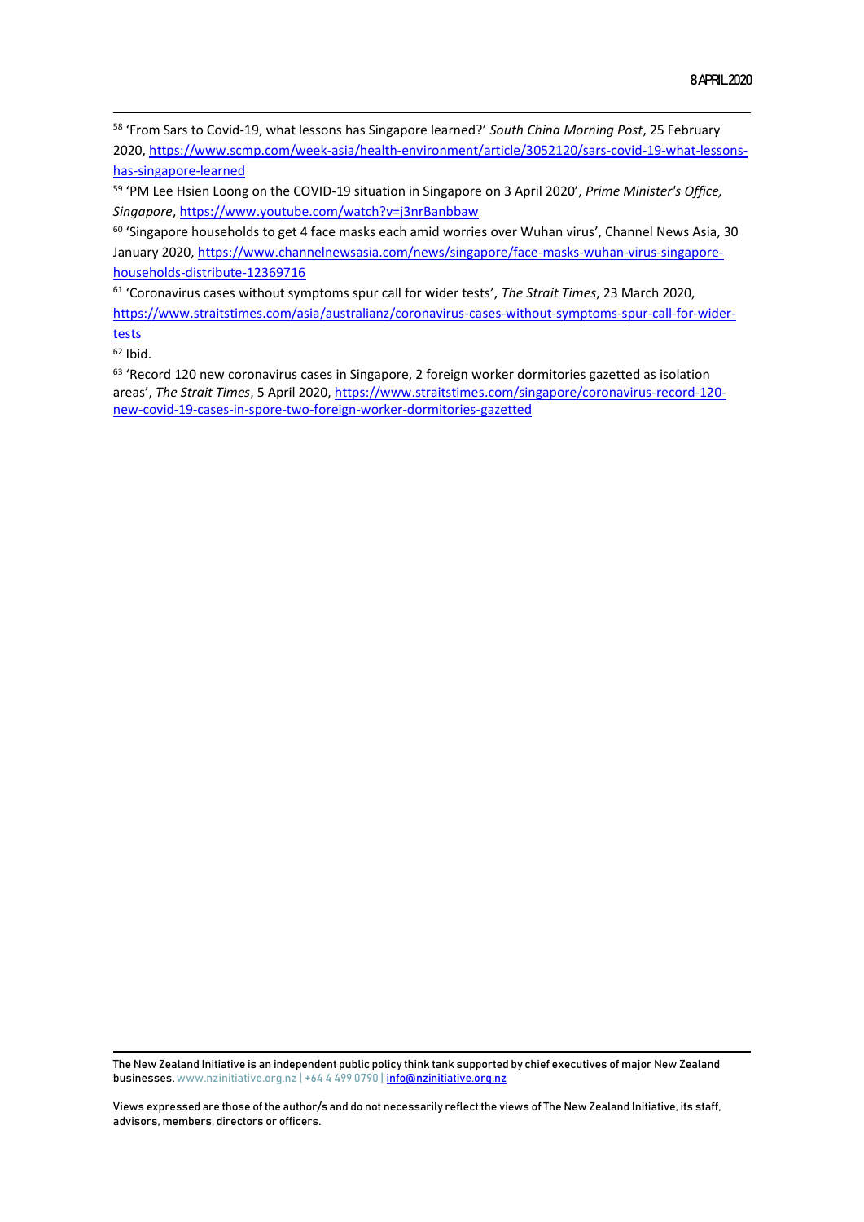[58] 'From Sars to Covid-19, what lessons has Singapore learned?' *South China Morning Post*, 25 February 2020, https://www.scmp.com/week-asia/health-environment/article/3052120/sars-covid-19-what-lessons-has-singapore-learned

[59] 'PM Lee Hsien Loong on the COVID-19 situation in Singapore on 3 April 2020', *Prime Minister's Office, Singapore*, https://www.youtube.com/watch?v=j3nrBanbbaw

[60] 'Singapore households to get 4 face masks each amid worries over Wuhan virus', Channel News Asia, 30 January 2020, https://www.channelnewsasia.com/news/singapore/face-masks-wuhan-virus-singapore-households-distribute-12369716

[61] 'Coronavirus cases without symptoms spur call for wider tests', *The Strait Times*, 23 March 2020, https://www.straitstimes.com/asia/australianz/coronavirus-cases-without-symptoms-spur-call-for-wider-tests

[62] Ibid.

[63] 'Record 120 new coronavirus cases in Singapore, 2 foreign worker dormitories gazetted as isolation areas', *The Strait Times*, 5 April 2020, https://www.straitstimes.com/singapore/coronavirus-record-120-new-covid-19-cases-in-spore-two-foreign-worker-dormitories-gazetted

The New Zealand Initiative is an independent public policy think tank supported by chief executives of major New Zealand businesses. www.nzinitiative.org.nz | +64 4 499 0790 | info@nzinitiative.org.nz

Views expressed are those of the author/s and do not necessarily reflect the views of The New Zealand Initiative, its staff, advisors, members, directors or officers.